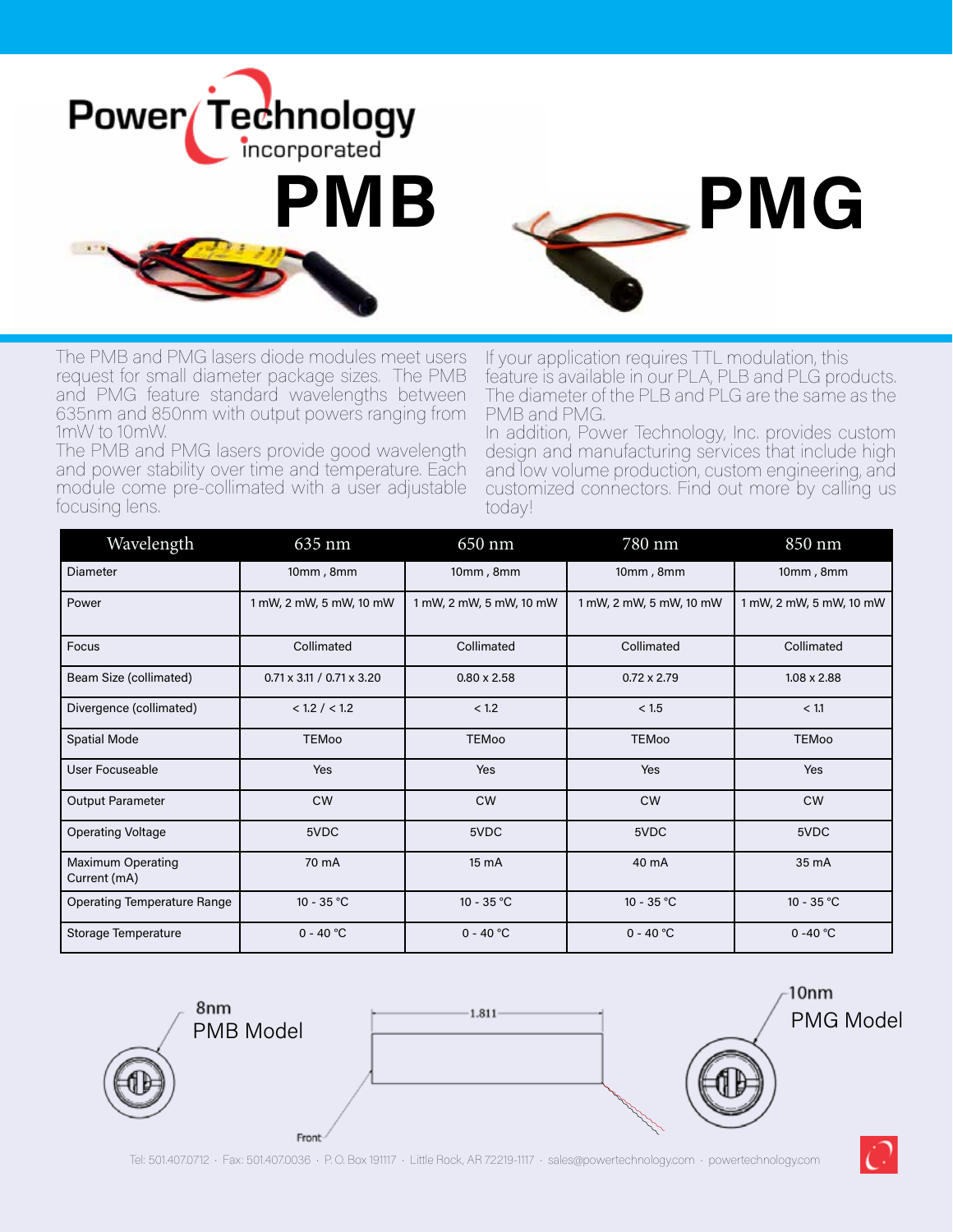# Power Technology incorporated

# PMB

# PMG

The PMB and PMG lasers diode modules meet users request for small diameter package sizes. The PMB and PMG feature standard wavelengths between 635nm and 850nm with output powers ranging from 1mW to 10mW.

The PMB and PMG lasers provide good wavelength and power stability over time and temperature. Each module come pre-collimated with a user adjustable focusing lens.

If your application requires TTL modulation, this feature is available in our PLA, PLB and PLG products. The diameter of the PLB and PLG are the same as the PMB and PMG.

In addition, Power Technology, Inc. provides custom design and manufacturing services that include high and low volume production, custom engineering, and customized connectors. Find out more by calling us today!

| Wavelength | 635 nm | 650 nm | 780 nm | 850 nm |
|---|---|---|---|---|
| Diameter | 10mm , 8mm | 10mm , 8mm | 10mm , 8mm | 10mm , 8mm |
| Power | 1 mW, 2 mW, 5 mW, 10 mW | 1 mW, 2 mW, 5 mW, 10 mW | 1 mW, 2 mW, 5 mW, 10 mW | 1 mW, 2 mW, 5 mW, 10 mW |
| Focus | Collimated | Collimated | Collimated | Collimated |
| Beam Size (collimated) | 0.71 x 3.11 / 0.71 x 3.20 | 0.80 x 2.58 | 0.72 x 2.79 | 1.08 x 2.88 |
| Divergence (collimated) | < 1.2 / < 1.2 | < 1.2 | < 1.5 | < 1.1 |
| Spatial Mode | TEMoo | TEMoo | TEMoo | TEMoo |
| User Focuseable | Yes | Yes | Yes | Yes |
| Output Parameter | CW | CW | CW | CW |
| Operating Voltage | 5VDC | 5VDC | 5VDC | 5VDC |
| Maximum Operating Current (mA) | 70 mA | 15 mA | 40 mA | 35 mA |
| Operating Temperature Range | 10 - 35 °C | 10 - 35 °C | 10 - 35 °C | 10 - 35 °C |
| Storage Temperature | 0 - 40 °C | 0 - 40 °C | 0 - 40 °C | 0 -40 °C |

8nm PMB Model

1.811

Front

10nm PMG Model

Tel: 501.407.0712 · Fax: 501.407.0036 · P. O. Box 191117 · Little Rock, AR 72219-1117 · sales@powertechnology.com · powertechnology.com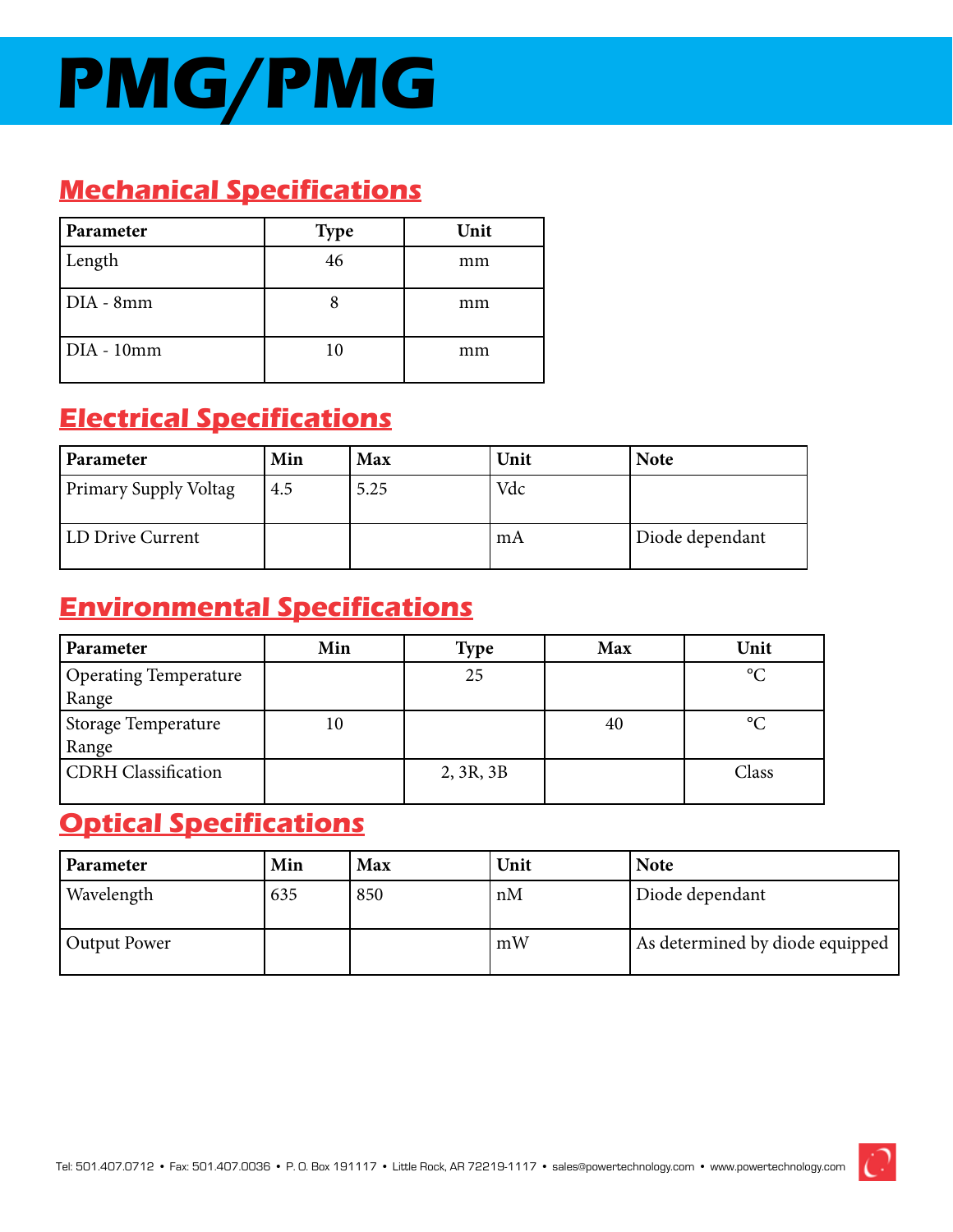# PMG/PMG

## Mechanical Specifications

| Parameter | Type | Unit |
|---|---|---|
| Length | 46 | mm |
| DIA - 8mm | 8 | mm |
| DIA - 10mm | 10 | mm |

## Electrical Specifications

| Parameter | Min | Max | Unit | Note |
|---|---|---|---|---|
| Primary Supply Voltag | 4.5 | 5.25 | Vdc | |
| LD Drive Current | | | mA | Diode dependant |

## Environmental Specifications

| Parameter | Min | Type | Max | Unit |
|---|---|---|---|---|
| Operating Temperature Range | | 25 | | °C |
| Storage Temperature Range | 10 | | 40 | °C |
| CDRH Classification | | 2, 3R, 3B | | Class |

## Optical Specifications

| Parameter | Min | Max | Unit | Note |
|---|---|---|---|---|
| Wavelength | 635 | 850 | nM | Diode dependant |
| Output Power | | | mW | As determined by diode equipped |

Tel: 501.407.0712 • Fax: 501.407.0036 • P. O. Box 191117 • Little Rock, AR 72219-1117 • sales@powertechnology.com • www.powertechnology.com